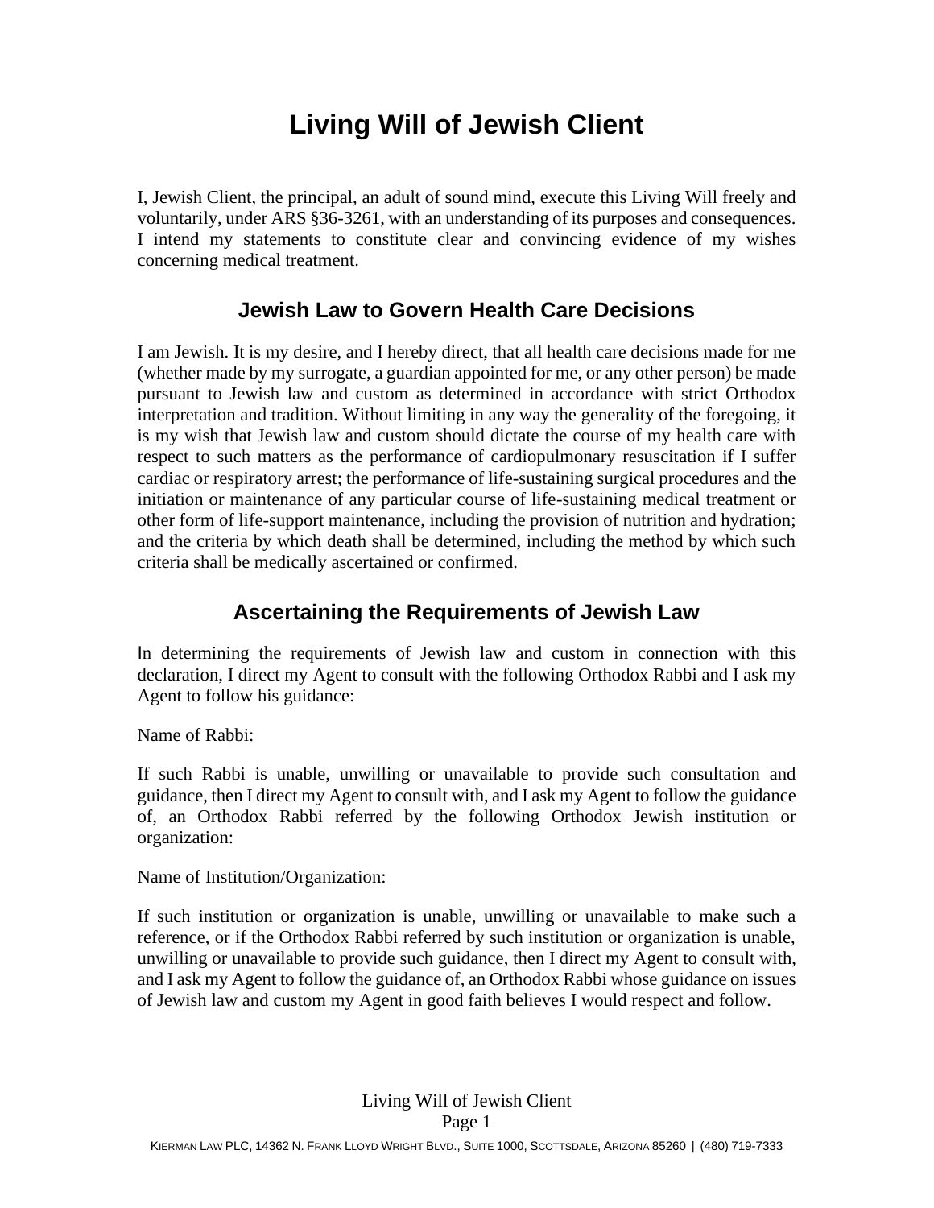# Living Will of Jewish Client

I, Jewish Client, the principal, an adult of sound mind, execute this Living Will freely and voluntarily, under ARS §36-3261, with an understanding of its purposes and consequences. I intend my statements to constitute clear and convincing evidence of my wishes concerning medical treatment.

## Jewish Law to Govern Health Care Decisions

I am Jewish. It is my desire, and I hereby direct, that all health care decisions made for me (whether made by my surrogate, a guardian appointed for me, or any other person) be made pursuant to Jewish law and custom as determined in accordance with strict Orthodox interpretation and tradition. Without limiting in any way the generality of the foregoing, it is my wish that Jewish law and custom should dictate the course of my health care with respect to such matters as the performance of cardiopulmonary resuscitation if I suffer cardiac or respiratory arrest; the performance of life-sustaining surgical procedures and the initiation or maintenance of any particular course of life-sustaining medical treatment or other form of life-support maintenance, including the provision of nutrition and hydration; and the criteria by which death shall be determined, including the method by which such criteria shall be medically ascertained or confirmed.

## Ascertaining the Requirements of Jewish Law

In determining the requirements of Jewish law and custom in connection with this declaration, I direct my Agent to consult with the following Orthodox Rabbi and I ask my Agent to follow his guidance:

Name of Rabbi:

If such Rabbi is unable, unwilling or unavailable to provide such consultation and guidance, then I direct my Agent to consult with, and I ask my Agent to follow the guidance of, an Orthodox Rabbi referred by the following Orthodox Jewish institution or organization:

Name of Institution/Organization:

If such institution or organization is unable, unwilling or unavailable to make such a reference, or if the Orthodox Rabbi referred by such institution or organization is unable, unwilling or unavailable to provide such guidance, then I direct my Agent to consult with, and I ask my Agent to follow the guidance of, an Orthodox Rabbi whose guidance on issues of Jewish law and custom my Agent in good faith believes I would respect and follow.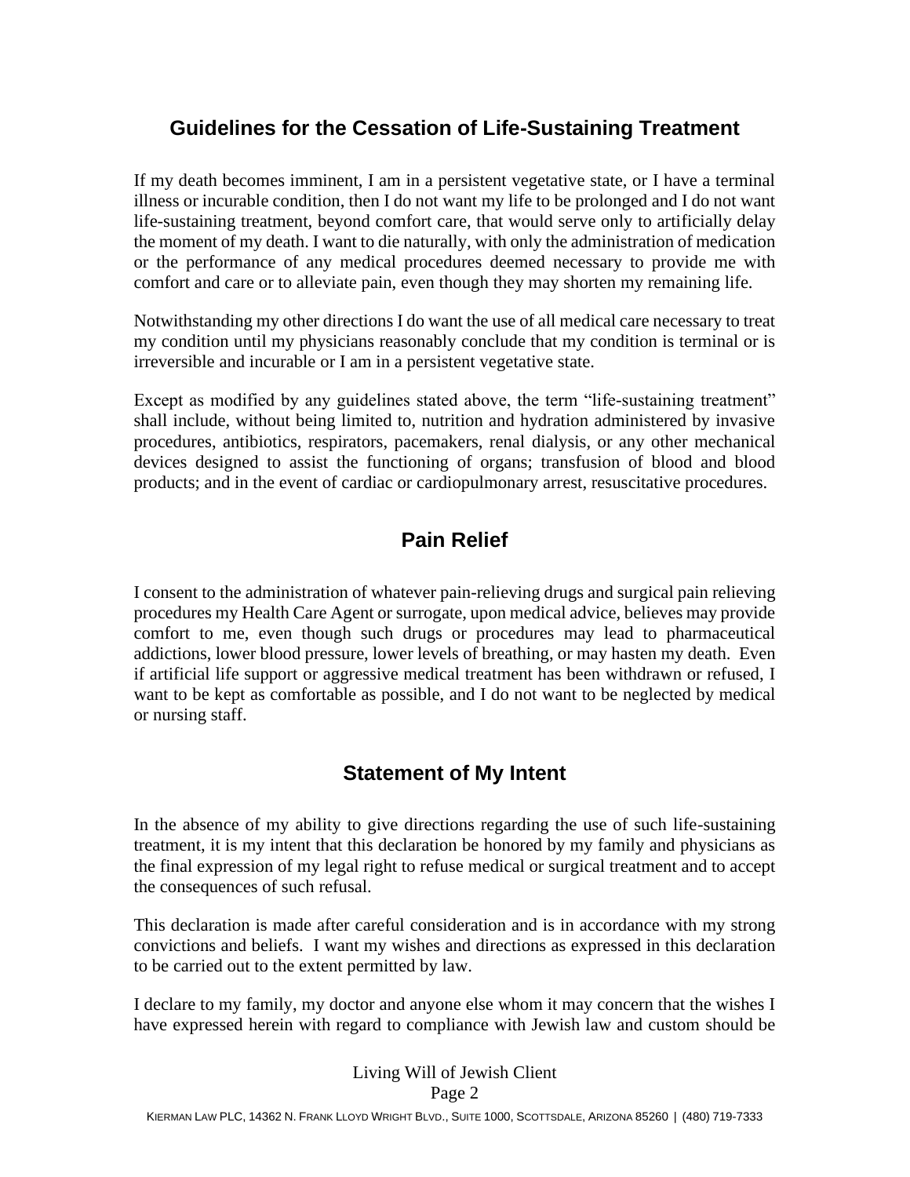## Guidelines for the Cessation of Life-Sustaining Treatment

If my death becomes imminent, I am in a persistent vegetative state, or I have a terminal illness or incurable condition, then I do not want my life to be prolonged and I do not want life-sustaining treatment, beyond comfort care, that would serve only to artificially delay the moment of my death. I want to die naturally, with only the administration of medication or the performance of any medical procedures deemed necessary to provide me with comfort and care or to alleviate pain, even though they may shorten my remaining life.

Notwithstanding my other directions I do want the use of all medical care necessary to treat my condition until my physicians reasonably conclude that my condition is terminal or is irreversible and incurable or I am in a persistent vegetative state.

Except as modified by any guidelines stated above, the term "life-sustaining treatment" shall include, without being limited to, nutrition and hydration administered by invasive procedures, antibiotics, respirators, pacemakers, renal dialysis, or any other mechanical devices designed to assist the functioning of organs; transfusion of blood and blood products; and in the event of cardiac or cardiopulmonary arrest, resuscitative procedures.

## Pain Relief

I consent to the administration of whatever pain-relieving drugs and surgical pain relieving procedures my Health Care Agent or surrogate, upon medical advice, believes may provide comfort to me, even though such drugs or procedures may lead to pharmaceutical addictions, lower blood pressure, lower levels of breathing, or may hasten my death. Even if artificial life support or aggressive medical treatment has been withdrawn or refused, I want to be kept as comfortable as possible, and I do not want to be neglected by medical or nursing staff.

## Statement of My Intent

In the absence of my ability to give directions regarding the use of such life-sustaining treatment, it is my intent that this declaration be honored by my family and physicians as the final expression of my legal right to refuse medical or surgical treatment and to accept the consequences of such refusal.

This declaration is made after careful consideration and is in accordance with my strong convictions and beliefs. I want my wishes and directions as expressed in this declaration to be carried out to the extent permitted by law.

I declare to my family, my doctor and anyone else whom it may concern that the wishes I have expressed herein with regard to compliance with Jewish law and custom should be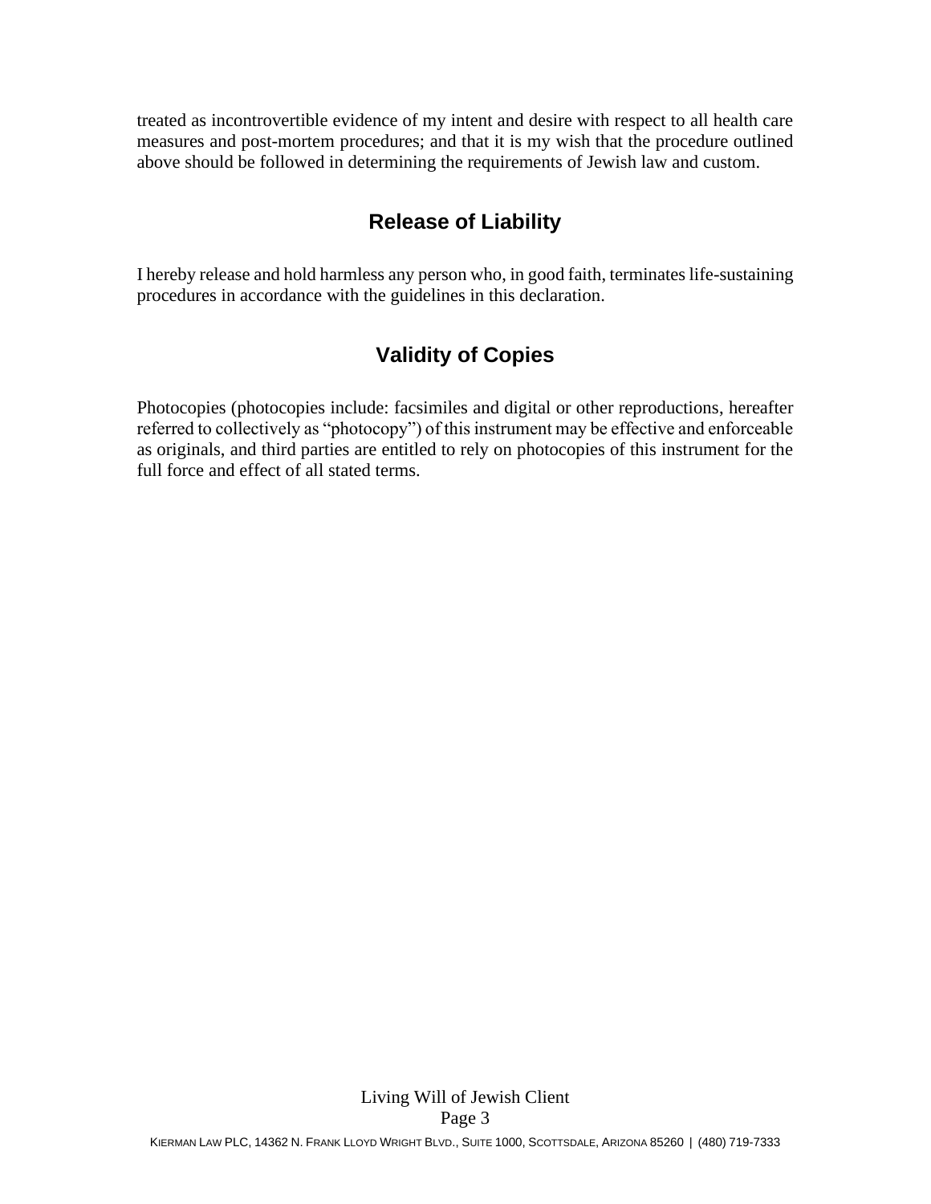treated as incontrovertible evidence of my intent and desire with respect to all health care measures and post-mortem procedures; and that it is my wish that the procedure outlined above should be followed in determining the requirements of Jewish law and custom.

## Release of Liability

I hereby release and hold harmless any person who, in good faith, terminates life-sustaining procedures in accordance with the guidelines in this declaration.

## Validity of Copies

Photocopies (photocopies include: facsimiles and digital or other reproductions, hereafter referred to collectively as "photocopy") of this instrument may be effective and enforceable as originals, and third parties are entitled to rely on photocopies of this instrument for the full force and effect of all stated terms.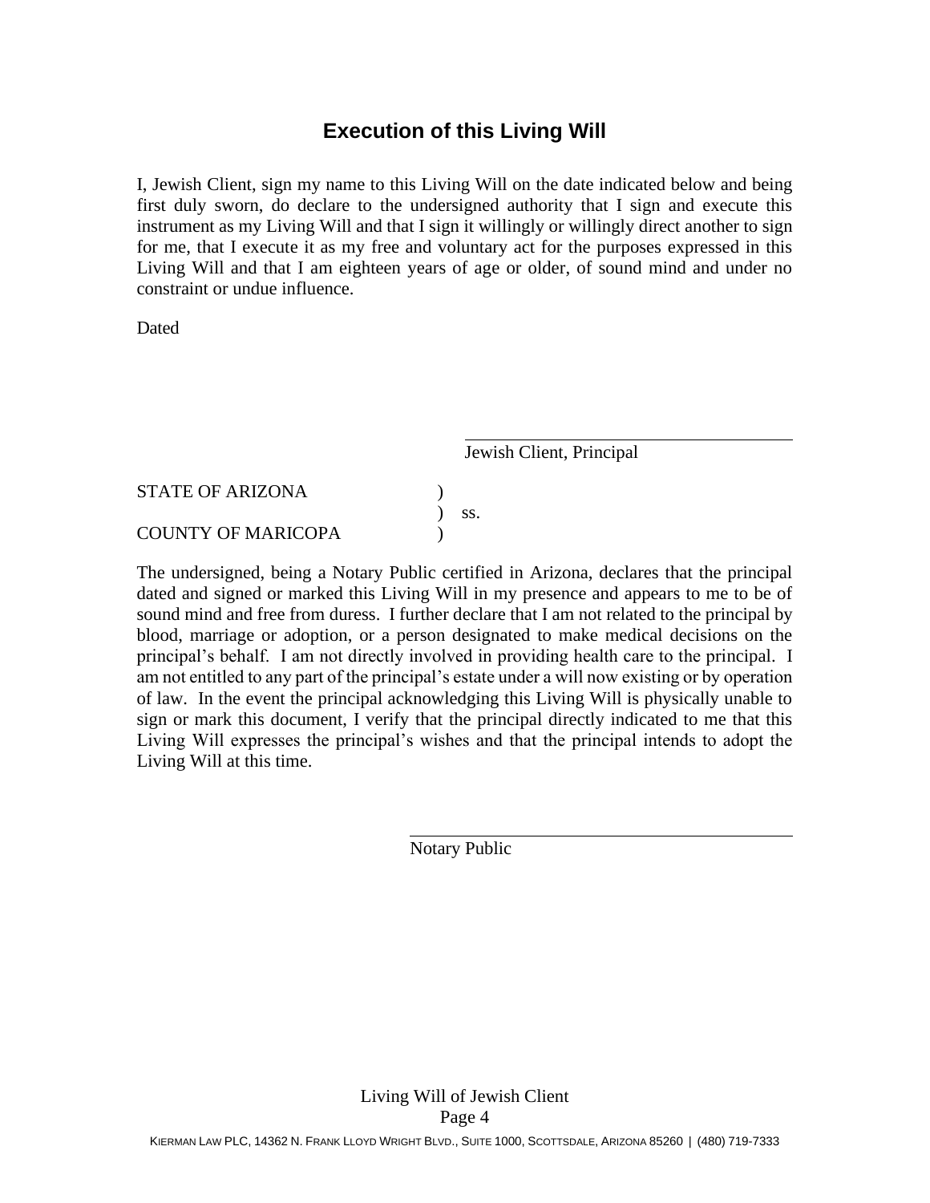## Execution of this Living Will

I, Jewish Client, sign my name to this Living Will on the date indicated below and being first duly sworn, do declare to the undersigned authority that I sign and execute this instrument as my Living Will and that I sign it willingly or willingly direct another to sign for me, that I execute it as my free and voluntary act for the purposes expressed in this Living Will and that I am eighteen years of age or older, of sound mind and under no constraint or undue influence.

Dated

\_\_\_\_\_\_\_\_\_\_\_\_\_\_\_\_\_\_\_\_\_\_\_\_\_\_\_\_\_\_\_\_\_\_\_\_
Jewish Client, Principal

STATE OF ARIZONA )
) ss.
COUNTY OF MARICOPA )

The undersigned, being a Notary Public certified in Arizona, declares that the principal dated and signed or marked this Living Will in my presence and appears to me to be of sound mind and free from duress. I further declare that I am not related to the principal by blood, marriage or adoption, or a person designated to make medical decisions on the principal's behalf. I am not directly involved in providing health care to the principal. I am not entitled to any part of the principal's estate under a will now existing or by operation of law. In the event the principal acknowledging this Living Will is physically unable to sign or mark this document, I verify that the principal directly indicated to me that this Living Will expresses the principal's wishes and that the principal intends to adopt the Living Will at this time.

\_\_\_\_\_\_\_\_\_\_\_\_\_\_\_\_\_\_\_\_\_\_\_\_\_\_\_\_\_\_\_\_\_\_\_\_
Notary Public